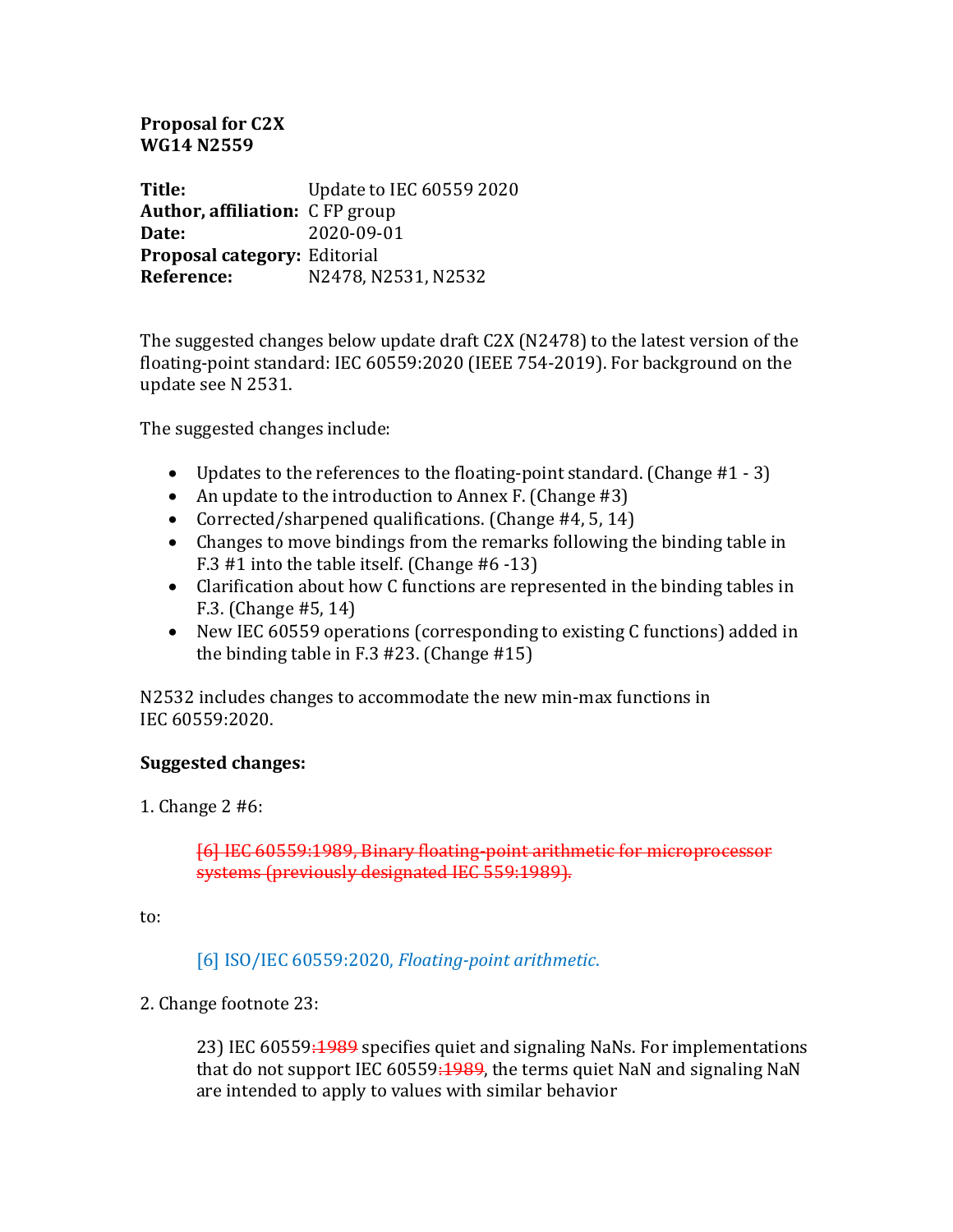**Proposal for C2X**
**WG14 N2559**

| | |
|---|---|
| **Title:** | Update to IEC 60559 2020 |
| **Author, affiliation:** | C FP group |
| **Date:** | 2020-09-01 |
| **Proposal category:** | Editorial |
| **Reference:** | N2478, N2531, N2532 |

The suggested changes below update draft C2X (N2478) to the latest version of the floating-point standard: IEC 60559:2020 (IEEE 754-2019). For background on the update see N 2531.

The suggested changes include:

- Updates to the references to the floating-point standard. (Change #1 - 3)
- An update to the introduction to Annex F. (Change #3)
- Corrected/sharpened qualifications. (Change #4, 5, 14)
- Changes to move bindings from the remarks following the binding table in F.3 #1 into the table itself. (Change #6 -13)
- Clarification about how C functions are represented in the binding tables in F.3. (Change #5, 14)
- New IEC 60559 operations (corresponding to existing C functions) added in the binding table in F.3 #23. (Change #15)

N2532 includes changes to accommodate the new min-max functions in IEC 60559:2020.

**Suggested changes:**

1. Change 2 #6:

> ~~[6] IEC 60559:1989, Binary floating-point arithmetic for microprocessor systems (previously designated IEC 559:1989).~~

to:

> [6] ISO/IEC 60559:2020, *Floating-point arithmetic*.

2. Change footnote 23:

> 23) IEC 60559~~:1989~~ specifies quiet and signaling NaNs. For implementations that do not support IEC 60559~~:1989~~, the terms quiet NaN and signaling NaN are intended to apply to values with similar behavior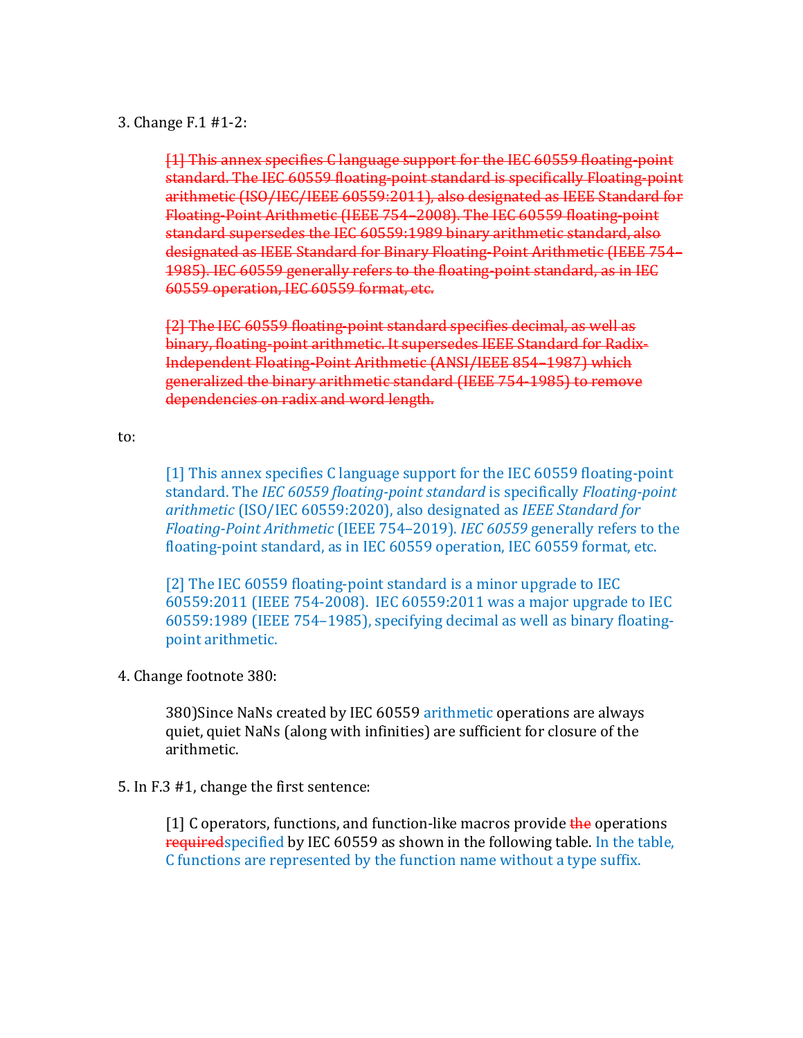3. Change F.1 #1-2:

> ~~[1] This annex specifies C language support for the IEC 60559 floating-point standard. The IEC 60559 floating-point standard is specifically Floating-point arithmetic (ISO/IEC/IEEE 60559:2011), also designated as IEEE Standard for Floating-Point Arithmetic (IEEE 754–2008). The IEC 60559 floating-point standard supersedes the IEC 60559:1989 binary arithmetic standard, also designated as IEEE Standard for Binary Floating-Point Arithmetic (IEEE 754–1985). IEC 60559 generally refers to the floating-point standard, as in IEC 60559 operation, IEC 60559 format, etc.~~
>
> ~~[2] The IEC 60559 floating-point standard specifies decimal, as well as binary, floating-point arithmetic. It supersedes IEEE Standard for Radix-Independent Floating-Point Arithmetic (ANSI/IEEE 854–1987) which generalized the binary arithmetic standard (IEEE 754-1985) to remove dependencies on radix and word length.~~

to:

> [1] This annex specifies C language support for the IEC 60559 floating-point standard. The *IEC 60559 floating-point standard* is specifically *Floating-point arithmetic* (ISO/IEC 60559:2020), also designated as *IEEE Standard for Floating-Point Arithmetic* (IEEE 754–2019). *IEC 60559* generally refers to the floating-point standard, as in IEC 60559 operation, IEC 60559 format, etc.
>
> [2] The IEC 60559 floating-point standard is a minor upgrade to IEC 60559:2011 (IEEE 754-2008). IEC 60559:2011 was a major upgrade to IEC 60559:1989 (IEEE 754–1985), specifying decimal as well as binary floating-point arithmetic.

4. Change footnote 380:

> 380)Since NaNs created by IEC 60559 arithmetic operations are always quiet, quiet NaNs (along with infinities) are sufficient for closure of the arithmetic.

5. In F.3 #1, change the first sentence:

> [1] C operators, functions, and function-like macros provide ~~the~~ operations ~~required~~specified by IEC 60559 as shown in the following table. In the table, C functions are represented by the function name without a type suffix.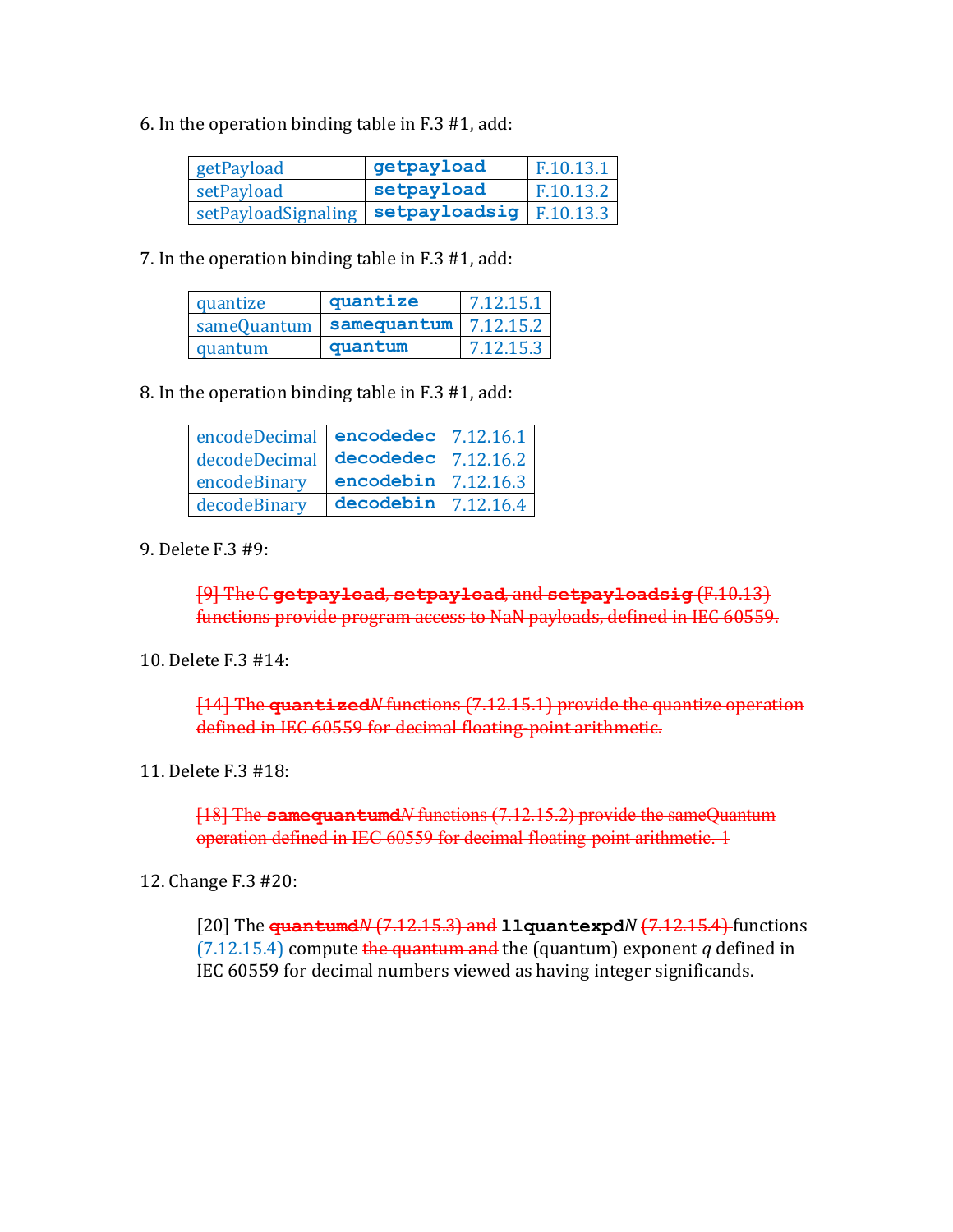6. In the operation binding table in F.3 #1, add:

| | | |
|---|---|---|
| getPayload | `getpayload` | F.10.13.1 |
| setPayload | `setpayload` | F.10.13.2 |
| setPayloadSignaling | `setpayloadsig` | F.10.13.3 |

7. In the operation binding table in F.3 #1, add:

| | | |
|---|---|---|
| quantize | `quantize` | 7.12.15.1 |
| sameQuantum | `samequantum` | 7.12.15.2 |
| quantum | `quantum` | 7.12.15.3 |

8. In the operation binding table in F.3 #1, add:

| | | |
|---|---|---|
| encodeDecimal | `encodedec` | 7.12.16.1 |
| decodeDecimal | `decodedec` | 7.12.16.2 |
| encodeBinary | `encodebin` | 7.12.16.3 |
| decodeBinary | `decodebin` | 7.12.16.4 |

9. Delete F.3 #9:

> ~~[9] The C **`getpayload`**, **`setpayload`**, and **`setpayloadsig`** (F.10.13) functions provide program access to NaN payloads, defined in IEC 60559.~~

10. Delete F.3 #14:

> ~~[14] The **`quantized`***N* functions (7.12.15.1) provide the quantize operation defined in IEC 60559 for decimal floating-point arithmetic.~~

11. Delete F.3 #18:

> ~~[18] The **`samequantumd`***N* functions (7.12.15.2) provide the sameQuantum operation defined in IEC 60559 for decimal floating-point arithmetic. 1~~

12. Change F.3 #20:

> [20] The ~~**`quantumd`***N* (7.12.15.3) and~~ **`llquantexpd`***N* ~~(7.12.15.4)~~ functions (7.12.15.4) compute ~~the quantum and~~ the (quantum) exponent *q* defined in IEC 60559 for decimal numbers viewed as having integer significands.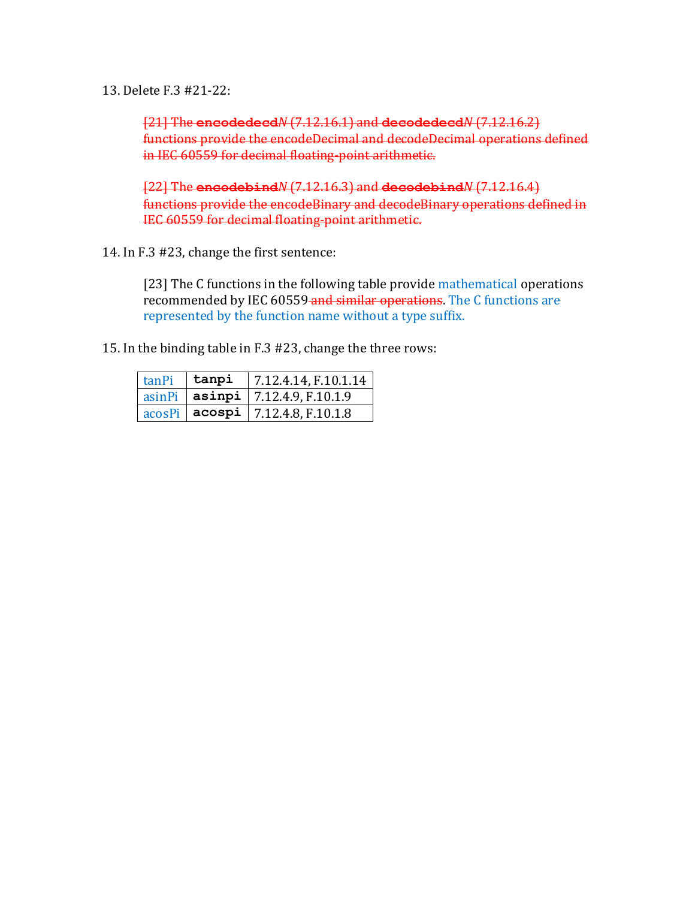13. Delete F.3 #21-22:

> ~~[21] The **encodedecd***N* (7.12.16.1) and **decodedecd***N* (7.12.16.2) functions provide the encodeDecimal and decodeDecimal operations defined in IEC 60559 for decimal floating-point arithmetic.~~
>
> ~~[22] The **encodebind***N* (7.12.16.3) and **decodebind***N* (7.12.16.4) functions provide the encodeBinary and decodeBinary operations defined in IEC 60559 for decimal floating-point arithmetic.~~

14. In F.3 #23, change the first sentence:

> [23] The C functions in the following table provide mathematical operations recommended by IEC 60559 ~~and similar operations~~. The C functions are represented by the function name without a type suffix.

15. In the binding table in F.3 #23, change the three rows:

| | | |
|---|---|---|
| tanPi | **tanpi** | 7.12.4.14, F.10.1.14 |
| asinPi | **asinpi** | 7.12.4.9, F.10.1.9 |
| acosPi | **acospi** | 7.12.4.8, F.10.1.8 |